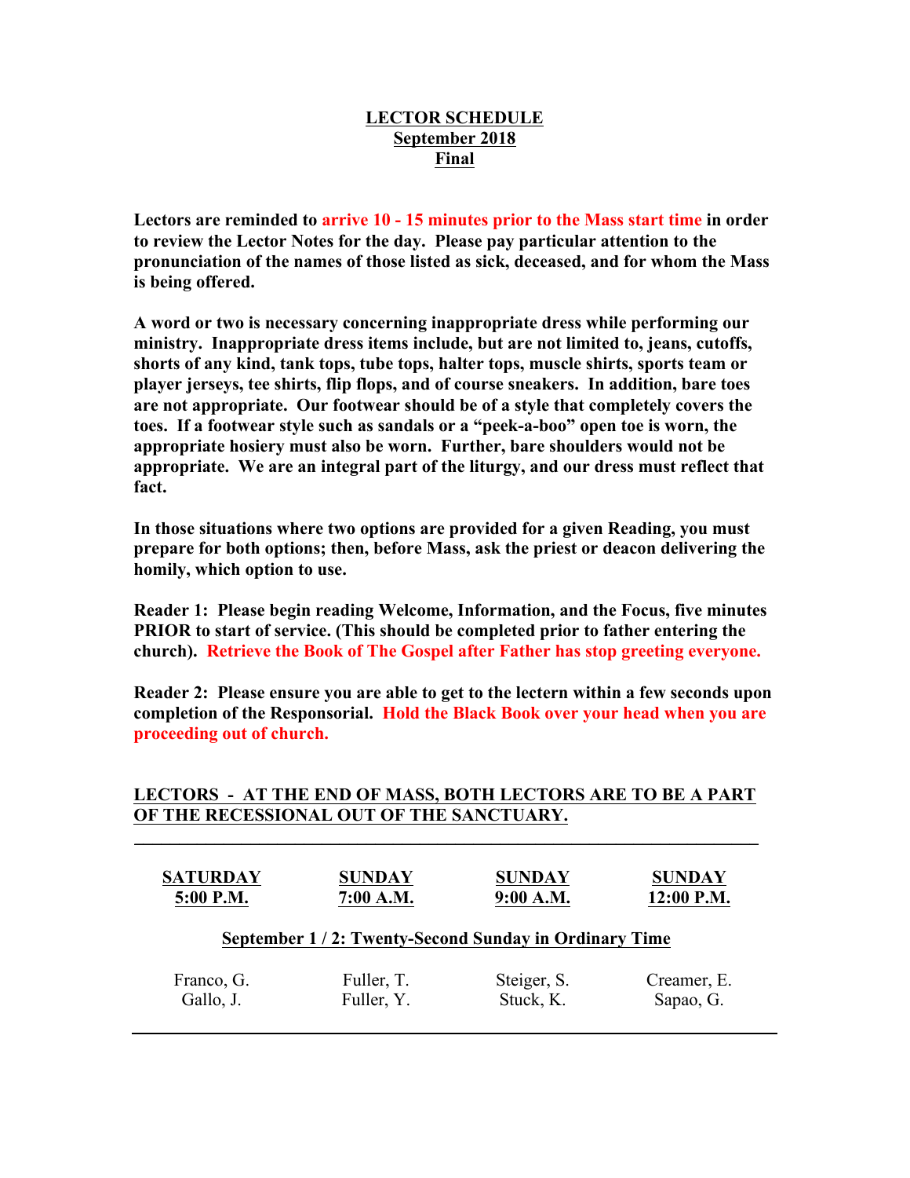# LECTOR SCHEDULE
## September 2018
## Final

**Lectors are reminded to arrive 10 - 15 minutes prior to the Mass start time in order to review the Lector Notes for the day. Please pay particular attention to the pronunciation of the names of those listed as sick, deceased, and for whom the Mass is being offered.**

**A word or two is necessary concerning inappropriate dress while performing our ministry. Inappropriate dress items include, but are not limited to, jeans, cutoffs, shorts of any kind, tank tops, tube tops, halter tops, muscle shirts, sports team or player jerseys, tee shirts, flip flops, and of course sneakers. In addition, bare toes are not appropriate. Our footwear should be of a style that completely covers the toes. If a footwear style such as sandals or a "peek-a-boo" open toe is worn, the appropriate hosiery must also be worn. Further, bare shoulders would not be appropriate. We are an integral part of the liturgy, and our dress must reflect that fact.**

**In those situations where two options are provided for a given Reading, you must prepare for both options; then, before Mass, ask the priest or deacon delivering the homily, which option to use.**

**Reader 1: Please begin reading Welcome, Information, and the Focus, five minutes PRIOR to start of service. (This should be completed prior to father entering the church). Retrieve the Book of The Gospel after Father has stop greeting everyone.**

**Reader 2: Please ensure you are able to get to the lectern within a few seconds upon completion of the Responsorial. Hold the Black Book over your head when you are proceeding out of church.**

**LECTORS - AT THE END OF MASS, BOTH LECTORS ARE TO BE A PART OF THE RECESSIONAL OUT OF THE SANCTUARY.**

---

| SATURDAY 5:00 P.M. | SUNDAY 7:00 A.M. | SUNDAY 9:00 A.M. | SUNDAY 12:00 P.M. |
|---|---|---|---|
| **September 1 / 2: Twenty-Second Sunday in Ordinary Time** | | | |
| Franco, G. | Fuller, T. | Steiger, S. | Creamer, E. |
| Gallo, J. | Fuller, Y. | Stuck, K. | Sapao, G. |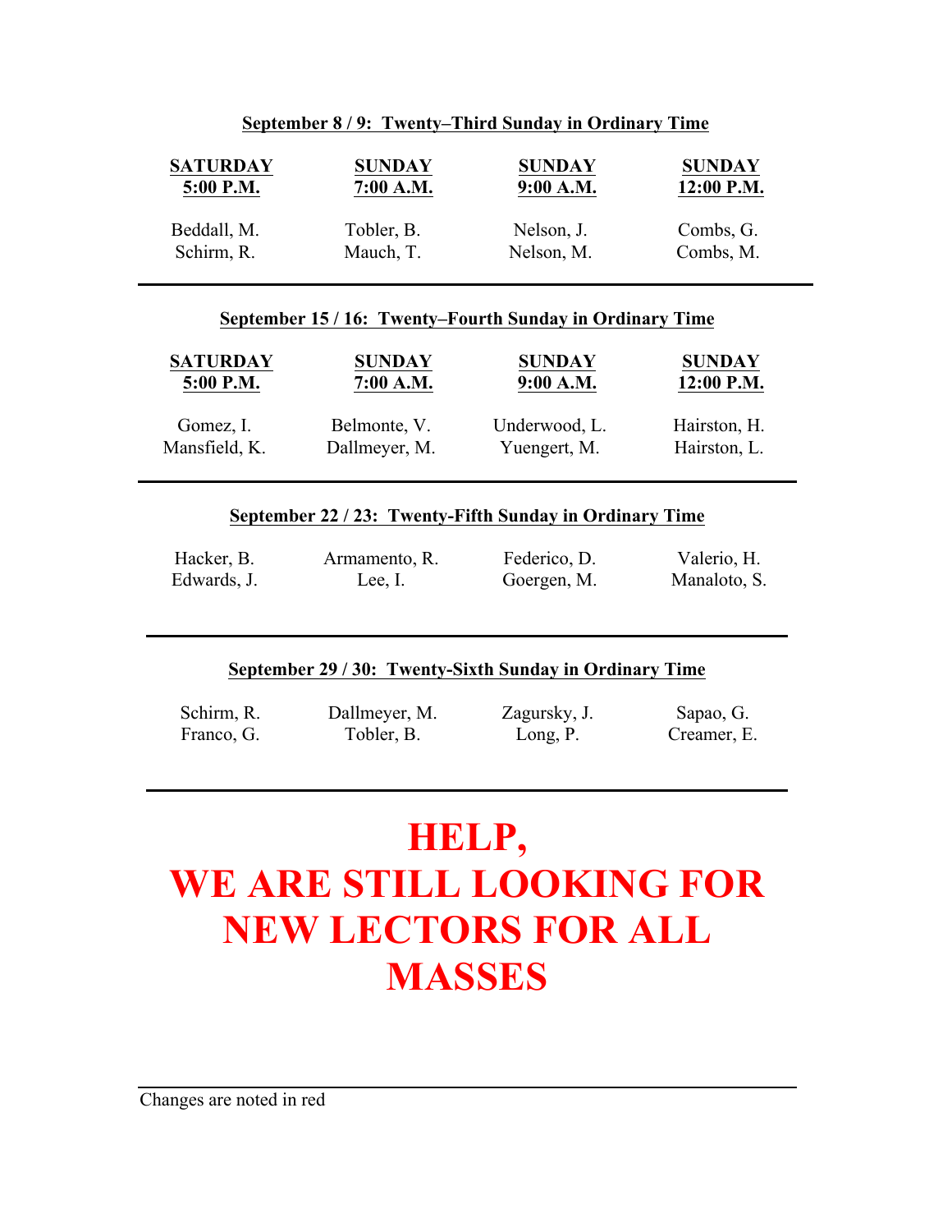**September 8 / 9: Twenty–Third Sunday in Ordinary Time**

| SATURDAY 5:00 P.M. | SUNDAY 7:00 A.M. | SUNDAY 9:00 A.M. | SUNDAY 12:00 P.M. |
|---|---|---|---|
| Beddall, M. | Tobler, B. | Nelson, J. | Combs, G. |
| Schirm, R. | Mauch, T. | Nelson, M. | Combs, M. |

**September 15 / 16: Twenty–Fourth Sunday in Ordinary Time**

| SATURDAY 5:00 P.M. | SUNDAY 7:00 A.M. | SUNDAY 9:00 A.M. | SUNDAY 12:00 P.M. |
|---|---|---|---|
| Gomez, I. | Belmonte, V. | Underwood, L. | Hairston, H. |
| Mansfield, K. | Dallmeyer, M. | Yuengert, M. | Hairston, L. |

**September 22 / 23: Twenty-Fifth Sunday in Ordinary Time**

| | | | |
|---|---|---|---|
| Hacker, B. | Armamento, R. | Federico, D. | Valerio, H. |
| Edwards, J. | Lee, I. | Goergen, M. | Manaloto, S. |

**September 29 / 30: Twenty-Sixth Sunday in Ordinary Time**

| | | | |
|---|---|---|---|
| Schirm, R. | Dallmeyer, M. | Zagursky, J. | Sapao, G. |
| Franco, G. | Tobler, B. | Long, P. | Creamer, E. |

# HELP,
# WE ARE STILL LOOKING FOR NEW LECTORS FOR ALL MASSES

Changes are noted in red